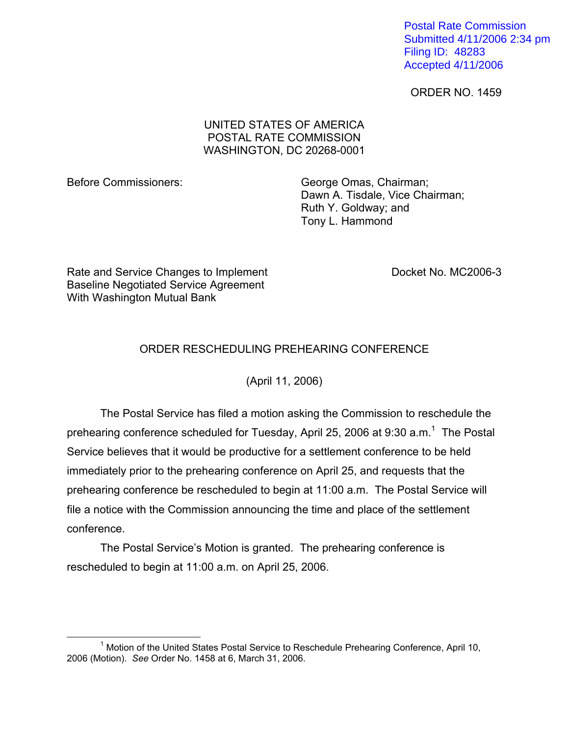Postal Rate Commission
Submitted 4/11/2006 2:34 pm
Filing ID: 48283
Accepted 4/11/2006

ORDER NO. 1459

UNITED STATES OF AMERICA
POSTAL RATE COMMISSION
WASHINGTON, DC 20268-0001

Before Commissioners:

George Omas, Chairman;
Dawn A. Tisdale, Vice Chairman;
Ruth Y. Goldway; and
Tony L. Hammond

Rate and Service Changes to Implement Baseline Negotiated Service Agreement With Washington Mutual Bank

Docket No. MC2006-3

## ORDER RESCHEDULING PREHEARING CONFERENCE

(April 11, 2006)

The Postal Service has filed a motion asking the Commission to reschedule the prehearing conference scheduled for Tuesday, April 25, 2006 at 9:30 a.m.[1] The Postal Service believes that it would be productive for a settlement conference to be held immediately prior to the prehearing conference on April 25, and requests that the prehearing conference be rescheduled to begin at 11:00 a.m. The Postal Service will file a notice with the Commission announcing the time and place of the settlement conference.

The Postal Service's Motion is granted. The prehearing conference is rescheduled to begin at 11:00 a.m. on April 25, 2006.

---

[1] Motion of the United States Postal Service to Reschedule Prehearing Conference, April 10, 2006 (Motion). *See* Order No. 1458 at 6, March 31, 2006.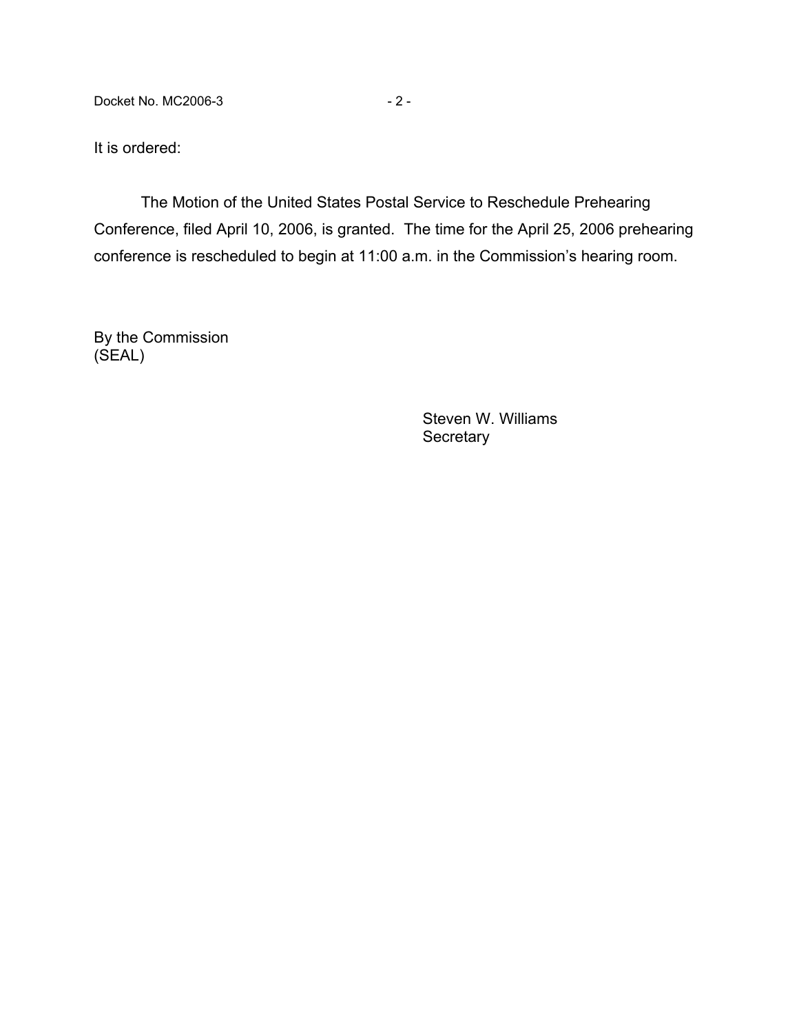It is ordered:

The Motion of the United States Postal Service to Reschedule Prehearing Conference, filed April 10, 2006, is granted. The time for the April 25, 2006 prehearing conference is rescheduled to begin at 11:00 a.m. in the Commission's hearing room.

By the Commission
(SEAL)

Steven W. Williams
Secretary